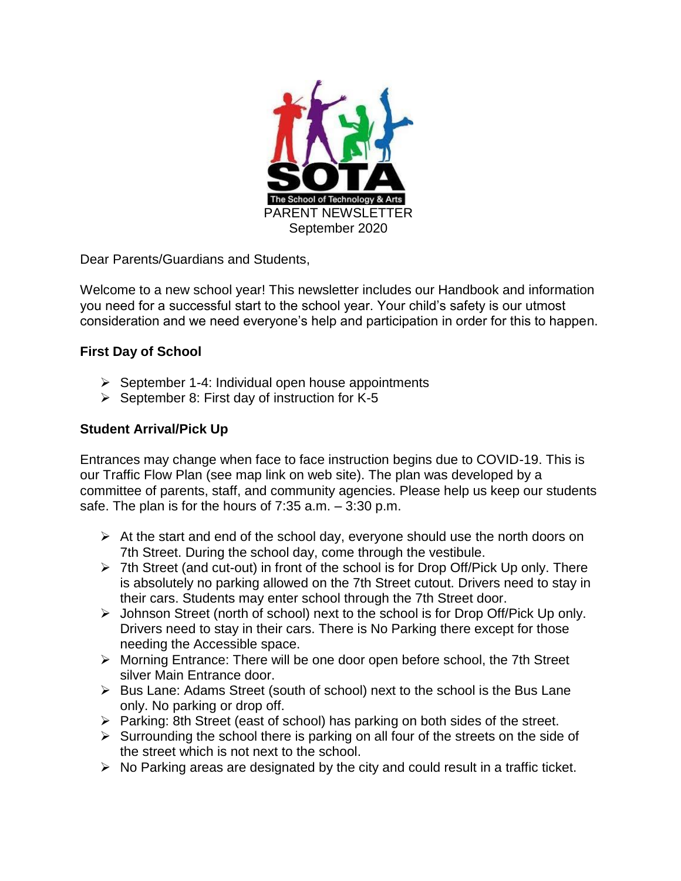SOTA

The School of Technology & Arts

PARENT NEWSLETTER

September 2020

Dear Parents/Guardians and Students,

Welcome to a new school year! This newsletter includes our Handbook and information you need for a successful start to the school year. Your child's safety is our utmost consideration and we need everyone's help and participation in order for this to happen.

**First Day of School**

- September 1-4: Individual open house appointments
- September 8: First day of instruction for K-5

**Student Arrival/Pick Up**

Entrances may change when face to face instruction begins due to COVID-19. This is our Traffic Flow Plan (see map link on web site). The plan was developed by a committee of parents, staff, and community agencies. Please help us keep our students safe. The plan is for the hours of 7:35 a.m. – 3:30 p.m.

- At the start and end of the school day, everyone should use the north doors on 7th Street. During the school day, come through the vestibule.
- 7th Street (and cut-out) in front of the school is for Drop Off/Pick Up only. There is absolutely no parking allowed on the 7th Street cutout. Drivers need to stay in their cars. Students may enter school through the 7th Street door.
- Johnson Street (north of school) next to the school is for Drop Off/Pick Up only. Drivers need to stay in their cars. There is No Parking there except for those needing the Accessible space.
- Morning Entrance: There will be one door open before school, the 7th Street silver Main Entrance door.
- Bus Lane: Adams Street (south of school) next to the school is the Bus Lane only. No parking or drop off.
- Parking: 8th Street (east of school) has parking on both sides of the street.
- Surrounding the school there is parking on all four of the streets on the side of the street which is not next to the school.
- No Parking areas are designated by the city and could result in a traffic ticket.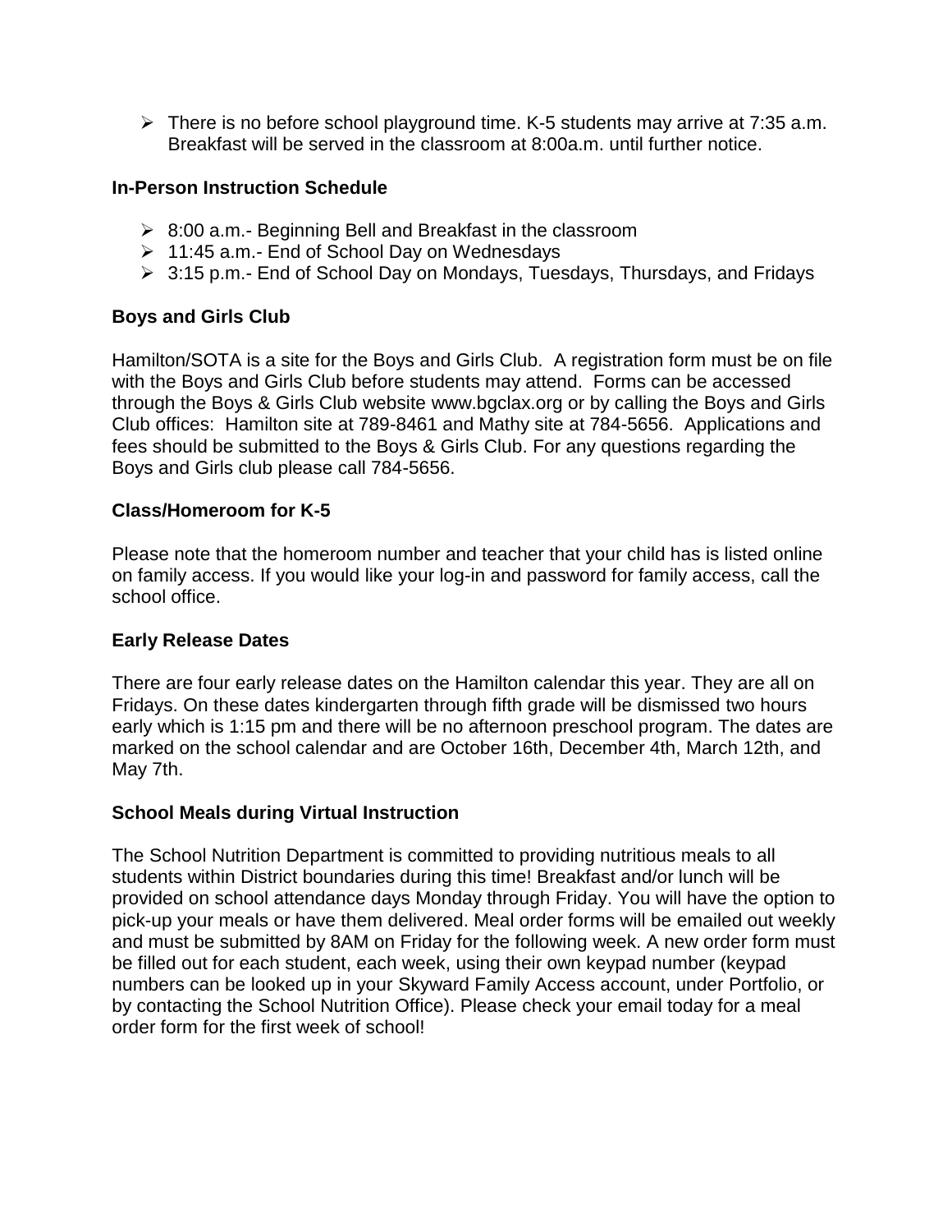- There is no before school playground time. K-5 students may arrive at 7:35 a.m. Breakfast will be served in the classroom at 8:00a.m. until further notice.

**In-Person Instruction Schedule**

- 8:00 a.m.- Beginning Bell and Breakfast in the classroom
- 11:45 a.m.- End of School Day on Wednesdays
- 3:15 p.m.- End of School Day on Mondays, Tuesdays, Thursdays, and Fridays

**Boys and Girls Club**

Hamilton/SOTA is a site for the Boys and Girls Club. A registration form must be on file with the Boys and Girls Club before students may attend. Forms can be accessed through the Boys & Girls Club website www.bgclax.org or by calling the Boys and Girls Club offices: Hamilton site at 789-8461 and Mathy site at 784-5656. Applications and fees should be submitted to the Boys & Girls Club. For any questions regarding the Boys and Girls club please call 784-5656.

**Class/Homeroom for K-5**

Please note that the homeroom number and teacher that your child has is listed online on family access. If you would like your log-in and password for family access, call the school office.

**Early Release Dates**

There are four early release dates on the Hamilton calendar this year. They are all on Fridays. On these dates kindergarten through fifth grade will be dismissed two hours early which is 1:15 pm and there will be no afternoon preschool program. The dates are marked on the school calendar and are October 16th, December 4th, March 12th, and May 7th.

**School Meals during Virtual Instruction**

The School Nutrition Department is committed to providing nutritious meals to all students within District boundaries during this time! Breakfast and/or lunch will be provided on school attendance days Monday through Friday. You will have the option to pick-up your meals or have them delivered. Meal order forms will be emailed out weekly and must be submitted by 8AM on Friday for the following week. A new order form must be filled out for each student, each week, using their own keypad number (keypad numbers can be looked up in your Skyward Family Access account, under Portfolio, or by contacting the School Nutrition Office). Please check your email today for a meal order form for the first week of school!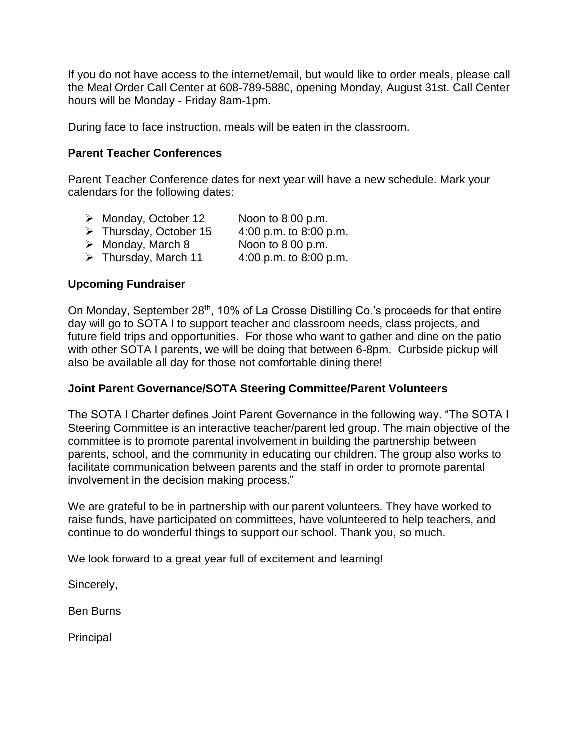If you do not have access to the internet/email, but would like to order meals, please call the Meal Order Call Center at 608-789-5880, opening Monday, August 31st. Call Center hours will be Monday - Friday 8am-1pm.

During face to face instruction, meals will be eaten in the classroom.

**Parent Teacher Conferences**

Parent Teacher Conference dates for next year will have a new schedule. Mark your calendars for the following dates:

- Monday, October 12 — Noon to 8:00 p.m.
- Thursday, October 15 — 4:00 p.m. to 8:00 p.m.
- Monday, March 8 — Noon to 8:00 p.m.
- Thursday, March 11 — 4:00 p.m. to 8:00 p.m.

**Upcoming Fundraiser**

On Monday, September 28th, 10% of La Crosse Distilling Co.'s proceeds for that entire day will go to SOTA I to support teacher and classroom needs, class projects, and future field trips and opportunities. For those who want to gather and dine on the patio with other SOTA I parents, we will be doing that between 6-8pm. Curbside pickup will also be available all day for those not comfortable dining there!

**Joint Parent Governance/SOTA Steering Committee/Parent Volunteers**

The SOTA I Charter defines Joint Parent Governance in the following way. "The SOTA I Steering Committee is an interactive teacher/parent led group. The main objective of the committee is to promote parental involvement in building the partnership between parents, school, and the community in educating our children. The group also works to facilitate communication between parents and the staff in order to promote parental involvement in the decision making process."

We are grateful to be in partnership with our parent volunteers. They have worked to raise funds, have participated on committees, have volunteered to help teachers, and continue to do wonderful things to support our school. Thank you, so much.

We look forward to a great year full of excitement and learning!

Sincerely,

Ben Burns

Principal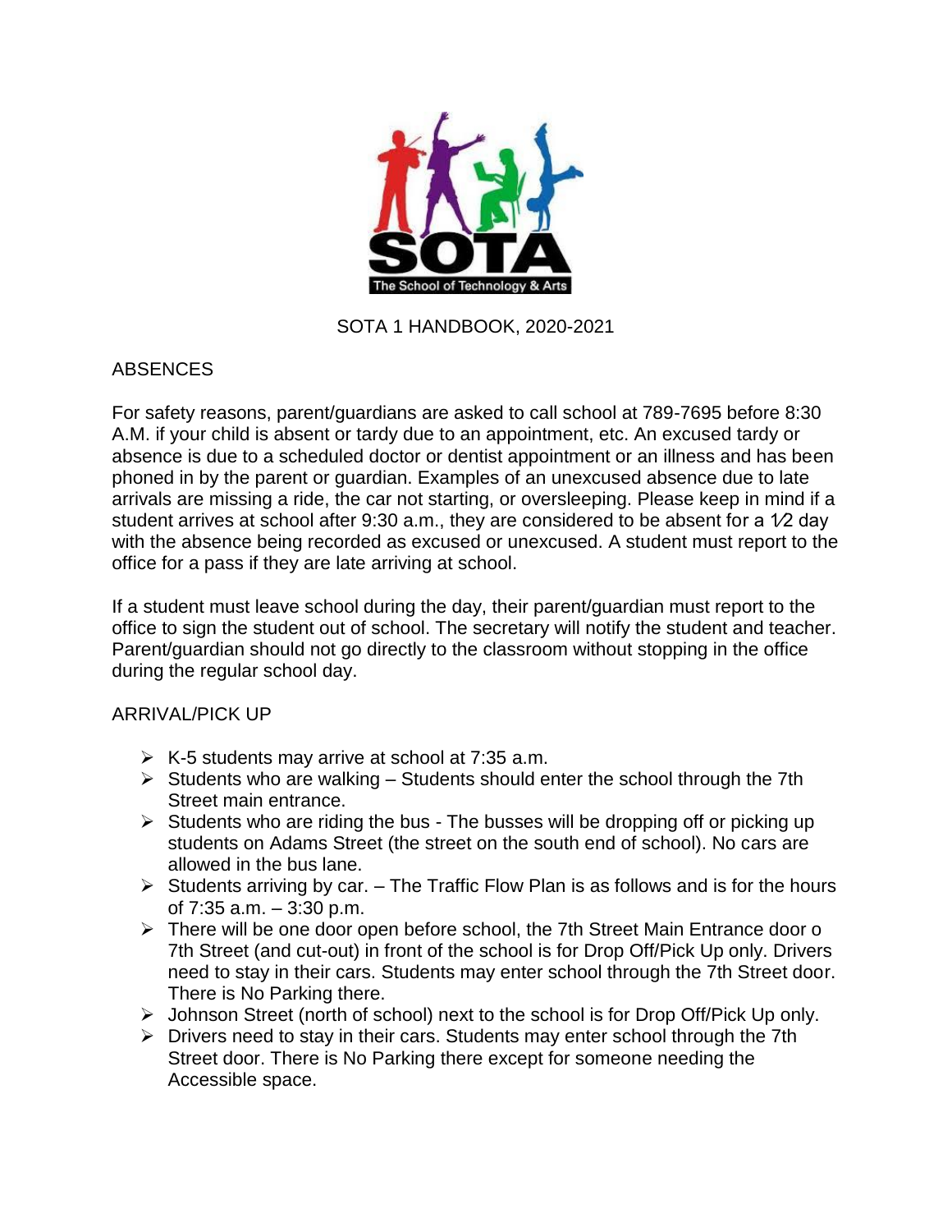SOTA 1 HANDBOOK, 2020-2021

## ABSENCES

For safety reasons, parent/guardians are asked to call school at 789-7695 before 8:30 A.M. if your child is absent or tardy due to an appointment, etc. An excused tardy or absence is due to a scheduled doctor or dentist appointment or an illness and has been phoned in by the parent or guardian. Examples of an unexcused absence due to late arrivals are missing a ride, the car not starting, or oversleeping. Please keep in mind if a student arrives at school after 9:30 a.m., they are considered to be absent for a ½ day with the absence being recorded as excused or unexcused. A student must report to the office for a pass if they are late arriving at school.

If a student must leave school during the day, their parent/guardian must report to the office to sign the student out of school. The secretary will notify the student and teacher. Parent/guardian should not go directly to the classroom without stopping in the office during the regular school day.

## ARRIVAL/PICK UP

- K-5 students may arrive at school at 7:35 a.m.
- Students who are walking – Students should enter the school through the 7th Street main entrance.
- Students who are riding the bus - The busses will be dropping off or picking up students on Adams Street (the street on the south end of school). No cars are allowed in the bus lane.
- Students arriving by car. – The Traffic Flow Plan is as follows and is for the hours of 7:35 a.m. – 3:30 p.m.
- There will be one door open before school, the 7th Street Main Entrance door o 7th Street (and cut-out) in front of the school is for Drop Off/Pick Up only. Drivers need to stay in their cars. Students may enter school through the 7th Street door. There is No Parking there.
- Johnson Street (north of school) next to the school is for Drop Off/Pick Up only.
- Drivers need to stay in their cars. Students may enter school through the 7th Street door. There is No Parking there except for someone needing the Accessible space.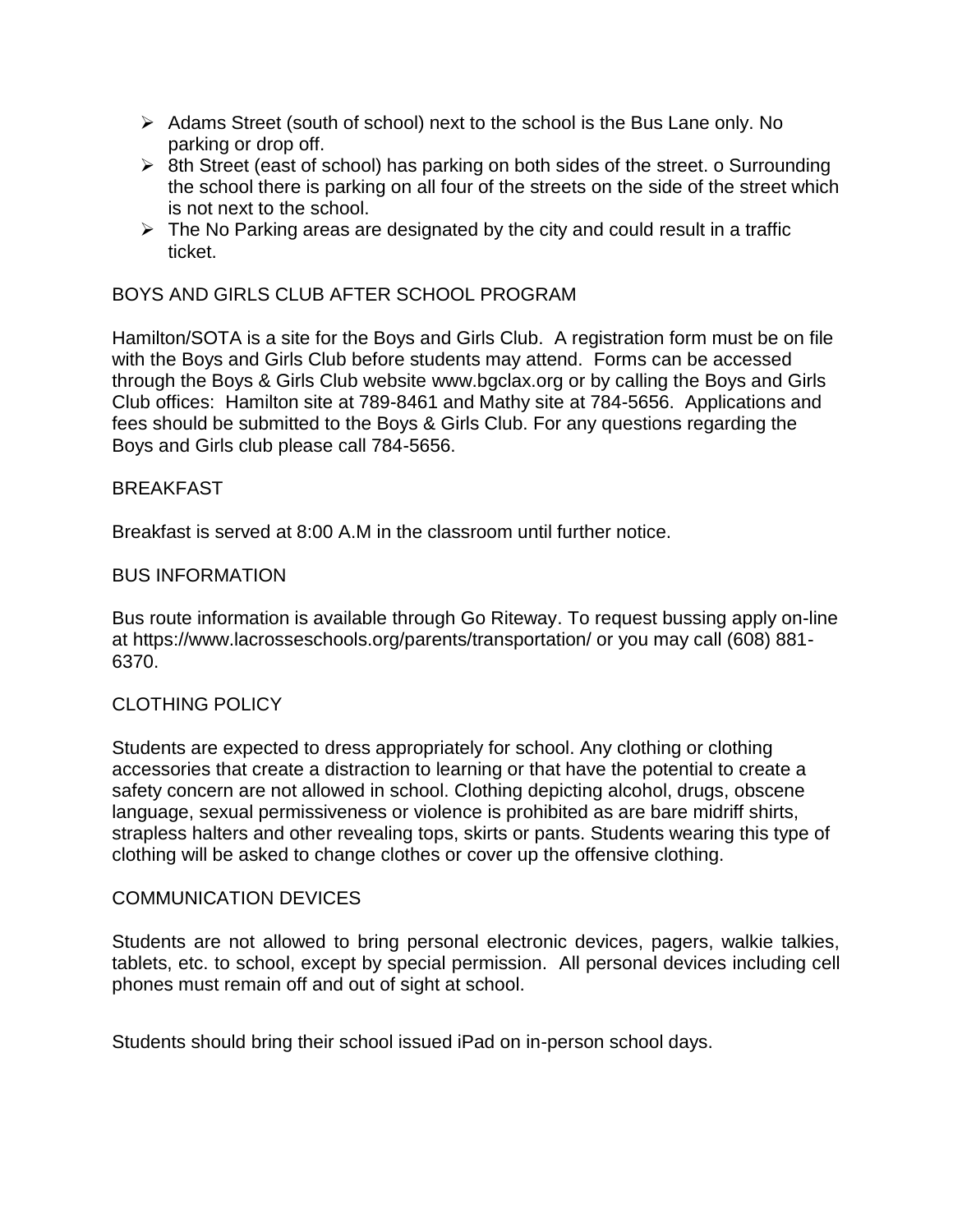- Adams Street (south of school) next to the school is the Bus Lane only. No parking or drop off.
- 8th Street (east of school) has parking on both sides of the street. o Surrounding the school there is parking on all four of the streets on the side of the street which is not next to the school.
- The No Parking areas are designated by the city and could result in a traffic ticket.

## BOYS AND GIRLS CLUB AFTER SCHOOL PROGRAM

Hamilton/SOTA is a site for the Boys and Girls Club. A registration form must be on file with the Boys and Girls Club before students may attend. Forms can be accessed through the Boys & Girls Club website www.bgclax.org or by calling the Boys and Girls Club offices: Hamilton site at 789-8461 and Mathy site at 784-5656. Applications and fees should be submitted to the Boys & Girls Club. For any questions regarding the Boys and Girls club please call 784-5656.

## BREAKFAST

Breakfast is served at 8:00 A.M in the classroom until further notice.

## BUS INFORMATION

Bus route information is available through Go Riteway. To request bussing apply on-line at https://www.lacrosseschools.org/parents/transportation/ or you may call (608) 881-6370.

## CLOTHING POLICY

Students are expected to dress appropriately for school. Any clothing or clothing accessories that create a distraction to learning or that have the potential to create a safety concern are not allowed in school. Clothing depicting alcohol, drugs, obscene language, sexual permissiveness or violence is prohibited as are bare midriff shirts, strapless halters and other revealing tops, skirts or pants. Students wearing this type of clothing will be asked to change clothes or cover up the offensive clothing.

## COMMUNICATION DEVICES

Students are not allowed to bring personal electronic devices, pagers, walkie talkies, tablets, etc. to school, except by special permission. All personal devices including cell phones must remain off and out of sight at school.

Students should bring their school issued iPad on in-person school days.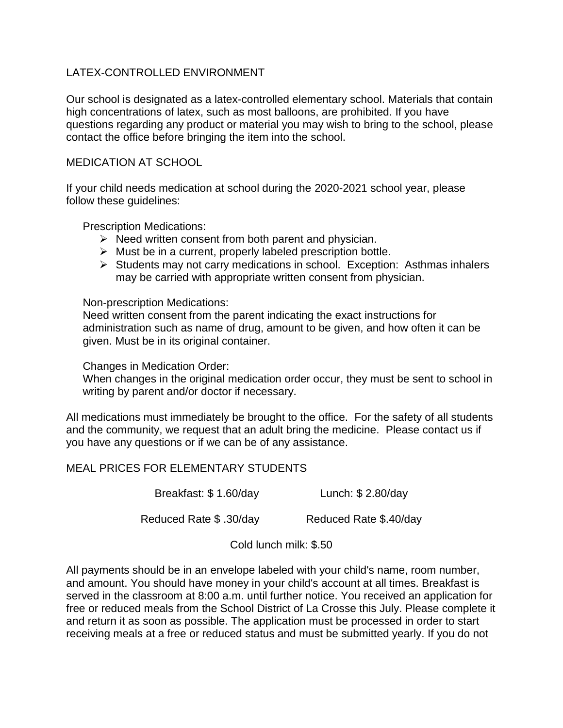## LATEX-CONTROLLED ENVIRONMENT

Our school is designated as a latex-controlled elementary school. Materials that contain high concentrations of latex, such as most balloons, are prohibited. If you have questions regarding any product or material you may wish to bring to the school, please contact the office before bringing the item into the school.

## MEDICATION AT SCHOOL

If your child needs medication at school during the 2020-2021 school year, please follow these guidelines:

Prescription Medications:

- Need written consent from both parent and physician.
- Must be in a current, properly labeled prescription bottle.
- Students may not carry medications in school. Exception: Asthmas inhalers may be carried with appropriate written consent from physician.

Non-prescription Medications:
Need written consent from the parent indicating the exact instructions for administration such as name of drug, amount to be given, and how often it can be given. Must be in its original container.

Changes in Medication Order:
When changes in the original medication order occur, they must be sent to school in writing by parent and/or doctor if necessary.

All medications must immediately be brought to the office. For the safety of all students and the community, we request that an adult bring the medicine. Please contact us if you have any questions or if we can be of any assistance.

## MEAL PRICES FOR ELEMENTARY STUDENTS

| Breakfast: $ 1.60/day | Lunch: $ 2.80/day |
|---|---|
| Reduced Rate $ .30/day | Reduced Rate $.40/day |

Cold lunch milk: $.50

All payments should be in an envelope labeled with your child's name, room number, and amount. You should have money in your child's account at all times. Breakfast is served in the classroom at 8:00 a.m. until further notice. You received an application for free or reduced meals from the School District of La Crosse this July. Please complete it and return it as soon as possible. The application must be processed in order to start receiving meals at a free or reduced status and must be submitted yearly. If you do not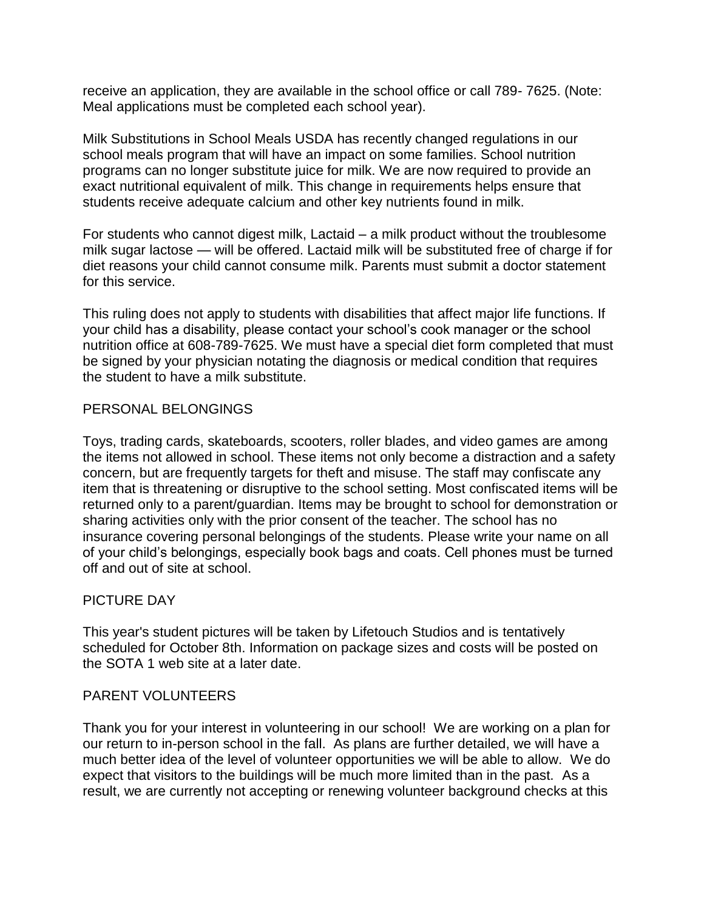receive an application, they are available in the school office or call 789- 7625. (Note: Meal applications must be completed each school year).

Milk Substitutions in School Meals USDA has recently changed regulations in our school meals program that will have an impact on some families. School nutrition programs can no longer substitute juice for milk. We are now required to provide an exact nutritional equivalent of milk. This change in requirements helps ensure that students receive adequate calcium and other key nutrients found in milk.

For students who cannot digest milk, Lactaid – a milk product without the troublesome milk sugar lactose — will be offered. Lactaid milk will be substituted free of charge if for diet reasons your child cannot consume milk. Parents must submit a doctor statement for this service.

This ruling does not apply to students with disabilities that affect major life functions. If your child has a disability, please contact your school's cook manager or the school nutrition office at 608-789-7625. We must have a special diet form completed that must be signed by your physician notating the diagnosis or medical condition that requires the student to have a milk substitute.

## PERSONAL BELONGINGS

Toys, trading cards, skateboards, scooters, roller blades, and video games are among the items not allowed in school. These items not only become a distraction and a safety concern, but are frequently targets for theft and misuse. The staff may confiscate any item that is threatening or disruptive to the school setting. Most confiscated items will be returned only to a parent/guardian. Items may be brought to school for demonstration or sharing activities only with the prior consent of the teacher. The school has no insurance covering personal belongings of the students. Please write your name on all of your child's belongings, especially book bags and coats. Cell phones must be turned off and out of site at school.

## PICTURE DAY

This year's student pictures will be taken by Lifetouch Studios and is tentatively scheduled for October 8th. Information on package sizes and costs will be posted on the SOTA 1 web site at a later date.

## PARENT VOLUNTEERS

Thank you for your interest in volunteering in our school! We are working on a plan for our return to in-person school in the fall. As plans are further detailed, we will have a much better idea of the level of volunteer opportunities we will be able to allow. We do expect that visitors to the buildings will be much more limited than in the past. As a result, we are currently not accepting or renewing volunteer background checks at this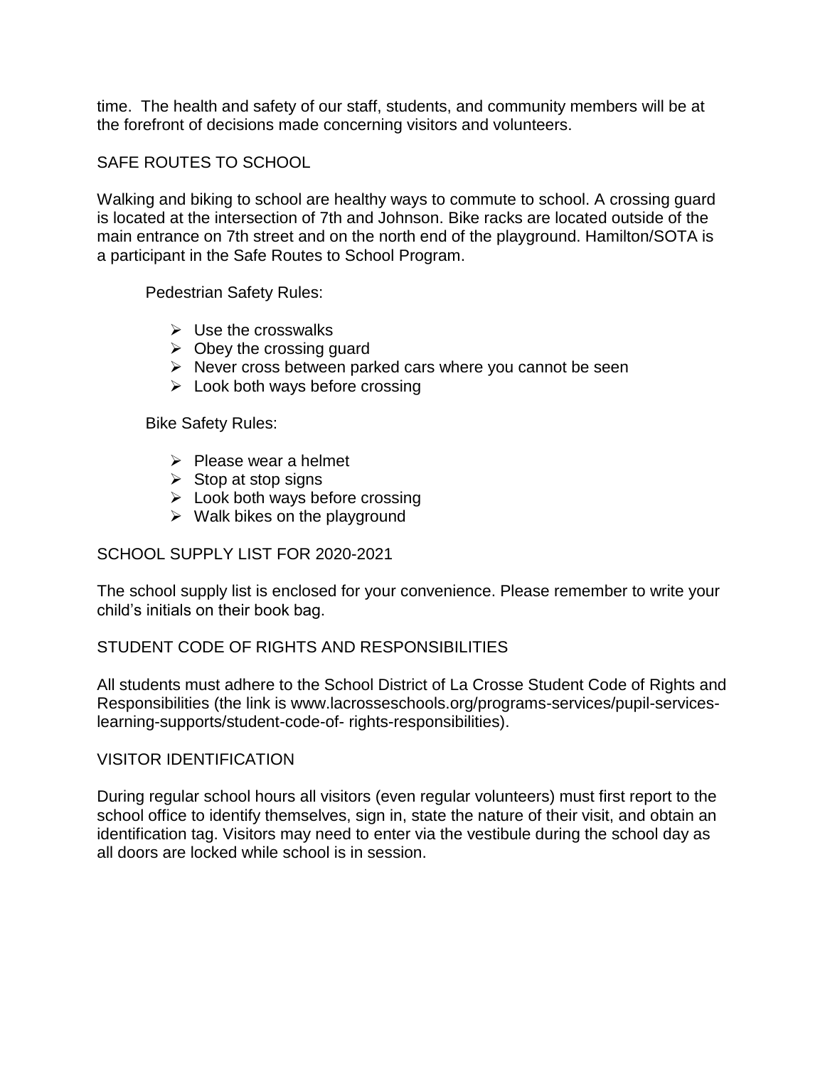time. The health and safety of our staff, students, and community members will be at the forefront of decisions made concerning visitors and volunteers.

## SAFE ROUTES TO SCHOOL

Walking and biking to school are healthy ways to commute to school. A crossing guard is located at the intersection of 7th and Johnson. Bike racks are located outside of the main entrance on 7th street and on the north end of the playground. Hamilton/SOTA is a participant in the Safe Routes to School Program.

Pedestrian Safety Rules:

- Use the crosswalks
- Obey the crossing guard
- Never cross between parked cars where you cannot be seen
- Look both ways before crossing

Bike Safety Rules:

- Please wear a helmet
- Stop at stop signs
- Look both ways before crossing
- Walk bikes on the playground

## SCHOOL SUPPLY LIST FOR 2020-2021

The school supply list is enclosed for your convenience. Please remember to write your child's initials on their book bag.

## STUDENT CODE OF RIGHTS AND RESPONSIBILITIES

All students must adhere to the School District of La Crosse Student Code of Rights and Responsibilities (the link is www.lacrosseschools.org/programs-services/pupil-services-learning-supports/student-code-of- rights-responsibilities).

## VISITOR IDENTIFICATION

During regular school hours all visitors (even regular volunteers) must first report to the school office to identify themselves, sign in, state the nature of their visit, and obtain an identification tag. Visitors may need to enter via the vestibule during the school day as all doors are locked while school is in session.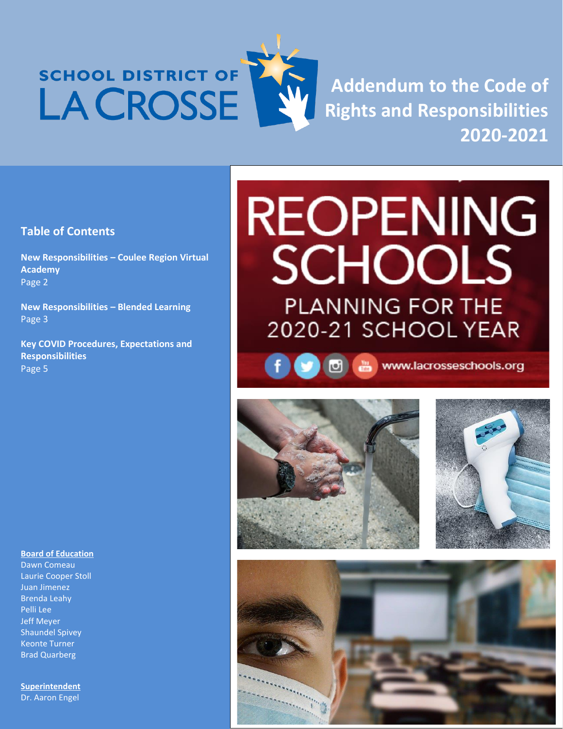SCHOOL DISTRICT OF LA CROSSE

# Addendum to the Code of Rights and Responsibilities 2020-2021

## Table of Contents

**New Responsibilities – Coulee Region Virtual Academy**
Page 2

**New Responsibilities – Blended Learning**
Page 3

**Key COVID Procedures, Expectations and Responsibilities**
Page 5

REOPENING SCHOOLS
PLANNING FOR THE 2020-21 SCHOOL YEAR

www.lacrosseschools.org

**Board of Education**
Dawn Comeau
Laurie Cooper Stoll
Juan Jimenez
Brenda Leahy
Pelli Lee
Jeff Meyer
Shaundel Spivey
Keonte Turner
Brad Quarberg

**Superintendent**
Dr. Aaron Engel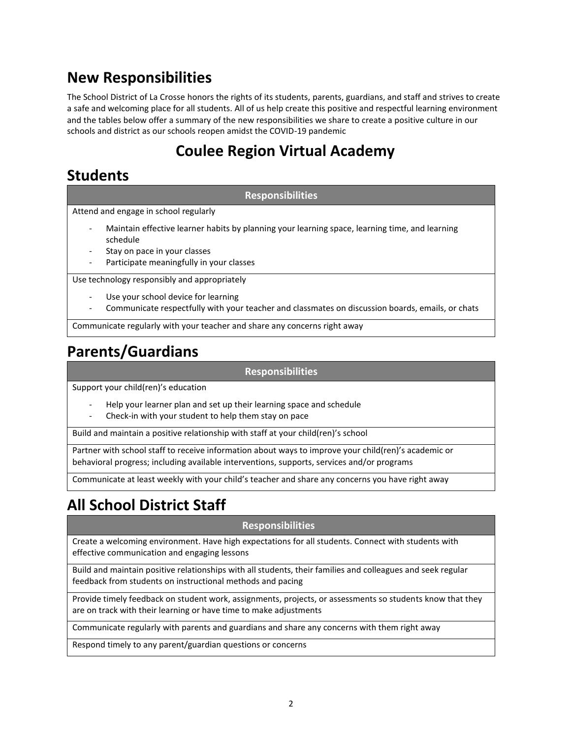## New Responsibilities

The School District of La Crosse honors the rights of its students, parents, guardians, and staff and strives to create a safe and welcoming place for all students. All of us help create this positive and respectful learning environment and the tables below offer a summary of the new responsibilities we share to create a positive culture in our schools and district as our schools reopen amidst the COVID-19 pandemic

## Coulee Region Virtual Academy

# Students

| Responsibilities |
| --- |
| Attend and engage in school regularly<br>- Maintain effective learner habits by planning your learning space, learning time, and learning schedule<br>- Stay on pace in your classes<br>- Participate meaningfully in your classes |
| Use technology responsibly and appropriately<br>- Use your school device for learning<br>- Communicate respectfully with your teacher and classmates on discussion boards, emails, or chats |
| Communicate regularly with your teacher and share any concerns right away |

# Parents/Guardians

| Responsibilities |
| --- |
| Support your child(ren)'s education<br>- Help your learner plan and set up their learning space and schedule<br>- Check-in with your student to help them stay on pace |
| Build and maintain a positive relationship with staff at your child(ren)'s school |
| Partner with school staff to receive information about ways to improve your child(ren)'s academic or behavioral progress; including available interventions, supports, services and/or programs |
| Communicate at least weekly with your child's teacher and share any concerns you have right away |

# All School District Staff

| Responsibilities |
| --- |
| Create a welcoming environment. Have high expectations for all students. Connect with students with effective communication and engaging lessons |
| Build and maintain positive relationships with all students, their families and colleagues and seek regular feedback from students on instructional methods and pacing |
| Provide timely feedback on student work, assignments, projects, or assessments so students know that they are on track with their learning or have time to make adjustments |
| Communicate regularly with parents and guardians and share any concerns with them right away |
| Respond timely to any parent/guardian questions or concerns |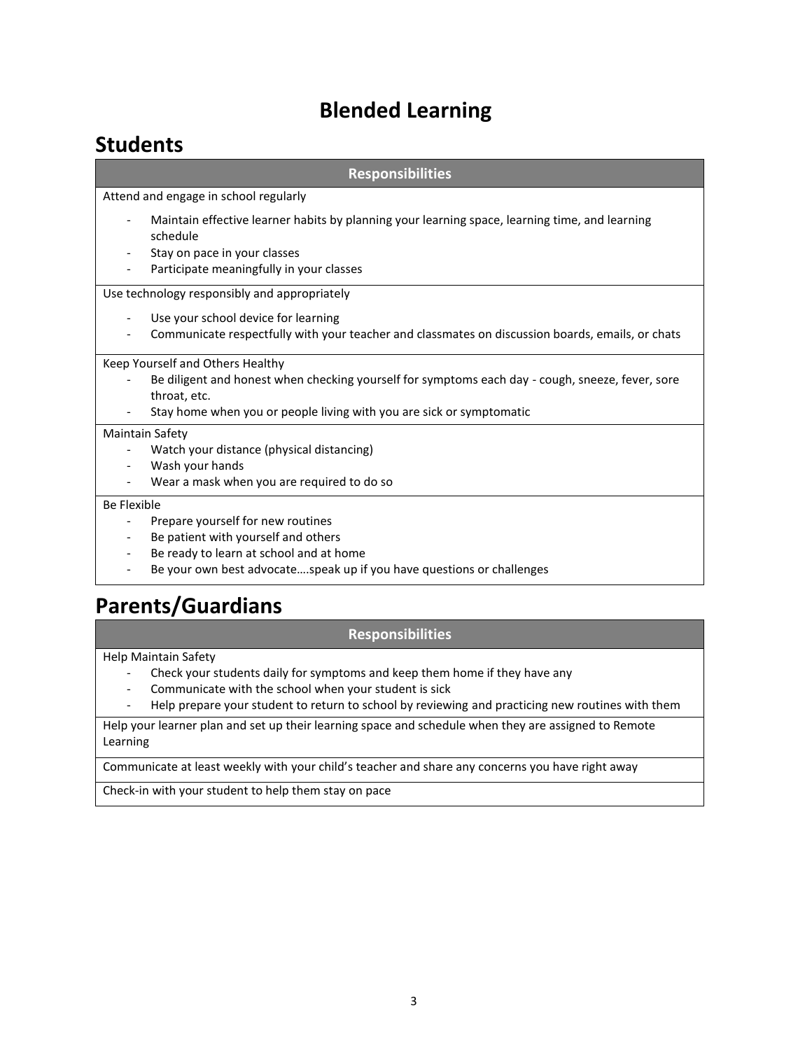# Blended Learning

## Students

| Responsibilities |
| --- |
| Attend and engage in school regularly<br>- Maintain effective learner habits by planning your learning space, learning time, and learning schedule<br>- Stay on pace in your classes<br>- Participate meaningfully in your classes |
| Use technology responsibly and appropriately<br>- Use your school device for learning<br>- Communicate respectfully with your teacher and classmates on discussion boards, emails, or chats |
| Keep Yourself and Others Healthy<br>- Be diligent and honest when checking yourself for symptoms each day - cough, sneeze, fever, sore throat, etc.<br>- Stay home when you or people living with you are sick or symptomatic |
| Maintain Safety<br>- Watch your distance (physical distancing)<br>- Wash your hands<br>- Wear a mask when you are required to do so |
| Be Flexible<br>- Prepare yourself for new routines<br>- Be patient with yourself and others<br>- Be ready to learn at school and at home<br>- Be your own best advocate….speak up if you have questions or challenges |

## Parents/Guardians

| Responsibilities |
| --- |
| Help Maintain Safety<br>- Check your students daily for symptoms and keep them home if they have any<br>- Communicate with the school when your student is sick<br>- Help prepare your student to return to school by reviewing and practicing new routines with them |
| Help your learner plan and set up their learning space and schedule when they are assigned to Remote Learning |
| Communicate at least weekly with your child's teacher and share any concerns you have right away |
| Check-in with your student to help them stay on pace |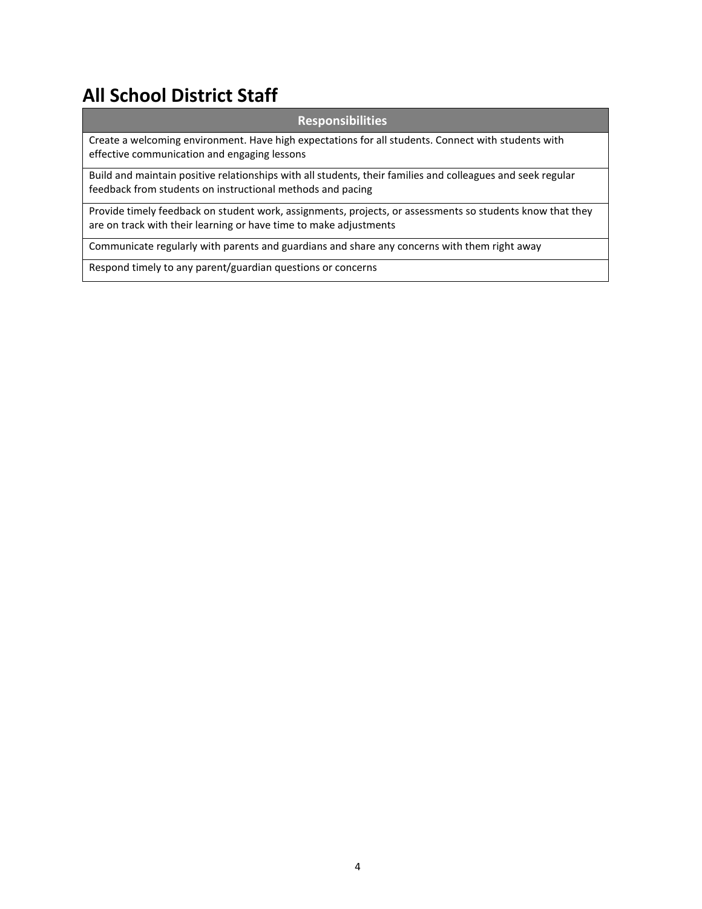# All School District Staff

| Responsibilities |
| --- |
| Create a welcoming environment. Have high expectations for all students. Connect with students with effective communication and engaging lessons |
| Build and maintain positive relationships with all students, their families and colleagues and seek regular feedback from students on instructional methods and pacing |
| Provide timely feedback on student work, assignments, projects, or assessments so students know that they are on track with their learning or have time to make adjustments |
| Communicate regularly with parents and guardians and share any concerns with them right away |
| Respond timely to any parent/guardian questions or concerns |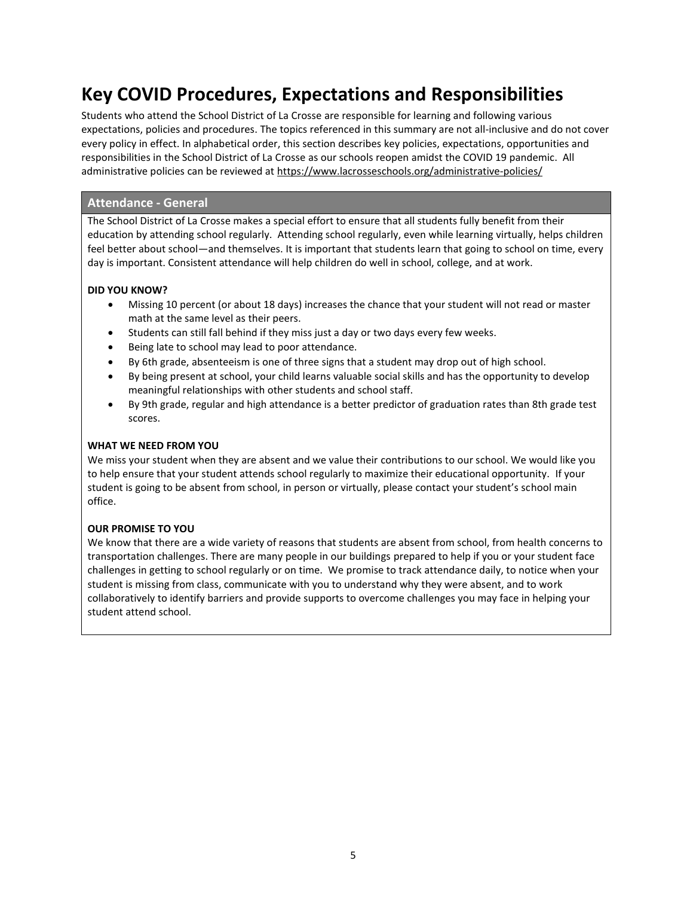# Key COVID Procedures, Expectations and Responsibilities

Students who attend the School District of La Crosse are responsible for learning and following various expectations, policies and procedures. The topics referenced in this summary are not all-inclusive and do not cover every policy in effect. In alphabetical order, this section describes key policies, expectations, opportunities and responsibilities in the School District of La Crosse as our schools reopen amidst the COVID 19 pandemic. All administrative policies can be reviewed at https://www.lacrosseschools.org/administrative-policies/

## Attendance - General

The School District of La Crosse makes a special effort to ensure that all students fully benefit from their education by attending school regularly. Attending school regularly, even while learning virtually, helps children feel better about school—and themselves. It is important that students learn that going to school on time, every day is important. Consistent attendance will help children do well in school, college, and at work.

**DID YOU KNOW?**

- Missing 10 percent (or about 18 days) increases the chance that your student will not read or master math at the same level as their peers.
- Students can still fall behind if they miss just a day or two days every few weeks.
- Being late to school may lead to poor attendance.
- By 6th grade, absenteeism is one of three signs that a student may drop out of high school.
- By being present at school, your child learns valuable social skills and has the opportunity to develop meaningful relationships with other students and school staff.
- By 9th grade, regular and high attendance is a better predictor of graduation rates than 8th grade test scores.

**WHAT WE NEED FROM YOU**

We miss your student when they are absent and we value their contributions to our school. We would like you to help ensure that your student attends school regularly to maximize their educational opportunity. If your student is going to be absent from school, in person or virtually, please contact your student's school main office.

**OUR PROMISE TO YOU**

We know that there are a wide variety of reasons that students are absent from school, from health concerns to transportation challenges. There are many people in our buildings prepared to help if you or your student face challenges in getting to school regularly or on time. We promise to track attendance daily, to notice when your student is missing from class, communicate with you to understand why they were absent, and to work collaboratively to identify barriers and provide supports to overcome challenges you may face in helping your student attend school.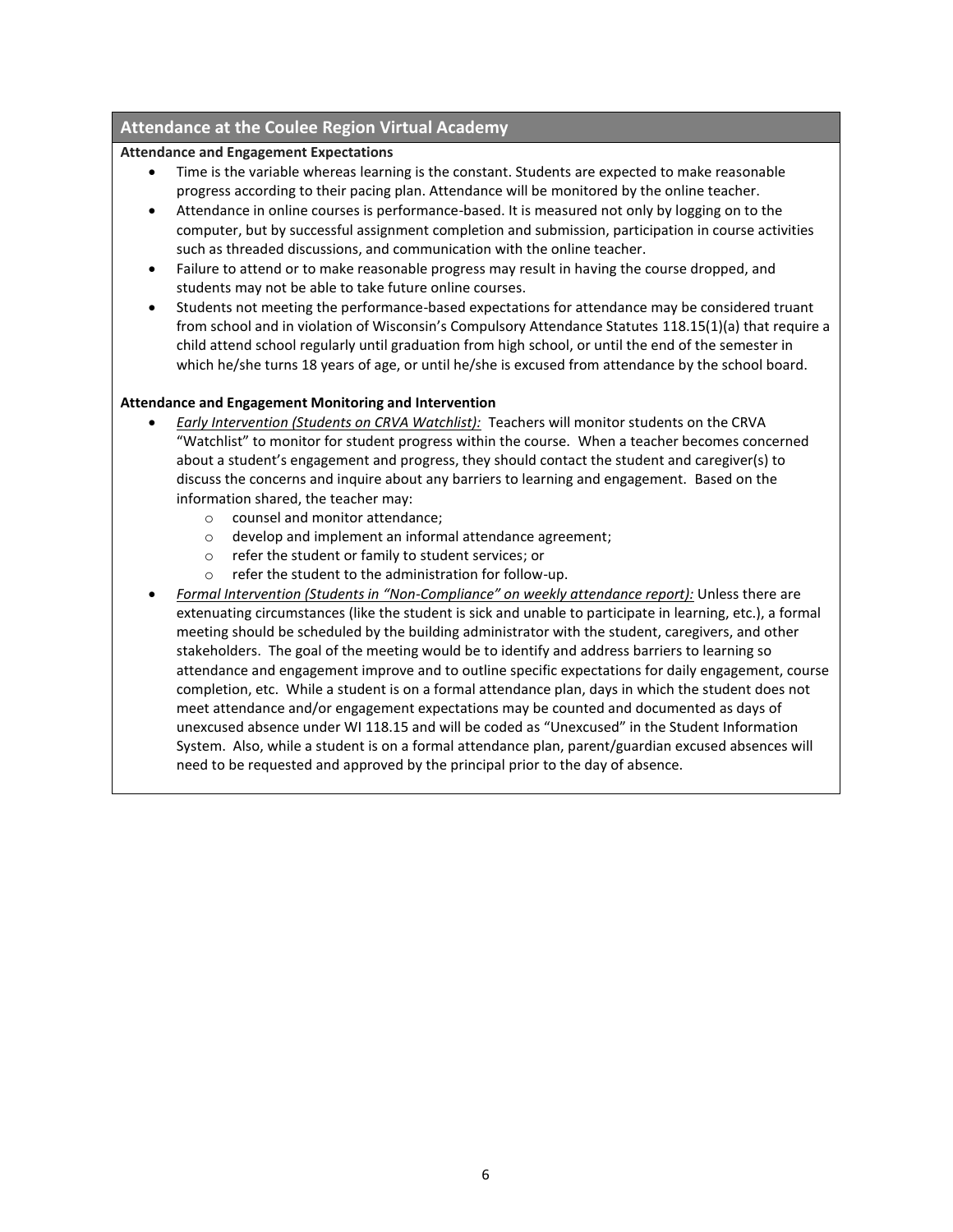## Attendance at the Coulee Region Virtual Academy

**Attendance and Engagement Expectations**

- Time is the variable whereas learning is the constant. Students are expected to make reasonable progress according to their pacing plan. Attendance will be monitored by the online teacher.
- Attendance in online courses is performance-based. It is measured not only by logging on to the computer, but by successful assignment completion and submission, participation in course activities such as threaded discussions, and communication with the online teacher.
- Failure to attend or to make reasonable progress may result in having the course dropped, and students may not be able to take future online courses.
- Students not meeting the performance-based expectations for attendance may be considered truant from school and in violation of Wisconsin's Compulsory Attendance Statutes 118.15(1)(a) that require a child attend school regularly until graduation from high school, or until the end of the semester in which he/she turns 18 years of age, or until he/she is excused from attendance by the school board.

**Attendance and Engagement Monitoring and Intervention**

- *Early Intervention (Students on CRVA Watchlist):* Teachers will monitor students on the CRVA "Watchlist" to monitor for student progress within the course. When a teacher becomes concerned about a student's engagement and progress, they should contact the student and caregiver(s) to discuss the concerns and inquire about any barriers to learning and engagement. Based on the information shared, the teacher may:
  - counsel and monitor attendance;
  - develop and implement an informal attendance agreement;
  - refer the student or family to student services; or
  - refer the student to the administration for follow-up.
- *Formal Intervention (Students in "Non-Compliance" on weekly attendance report):* Unless there are extenuating circumstances (like the student is sick and unable to participate in learning, etc.), a formal meeting should be scheduled by the building administrator with the student, caregivers, and other stakeholders. The goal of the meeting would be to identify and address barriers to learning so attendance and engagement improve and to outline specific expectations for daily engagement, course completion, etc. While a student is on a formal attendance plan, days in which the student does not meet attendance and/or engagement expectations may be counted and documented as days of unexcused absence under WI 118.15 and will be coded as "Unexcused" in the Student Information System. Also, while a student is on a formal attendance plan, parent/guardian excused absences will need to be requested and approved by the principal prior to the day of absence.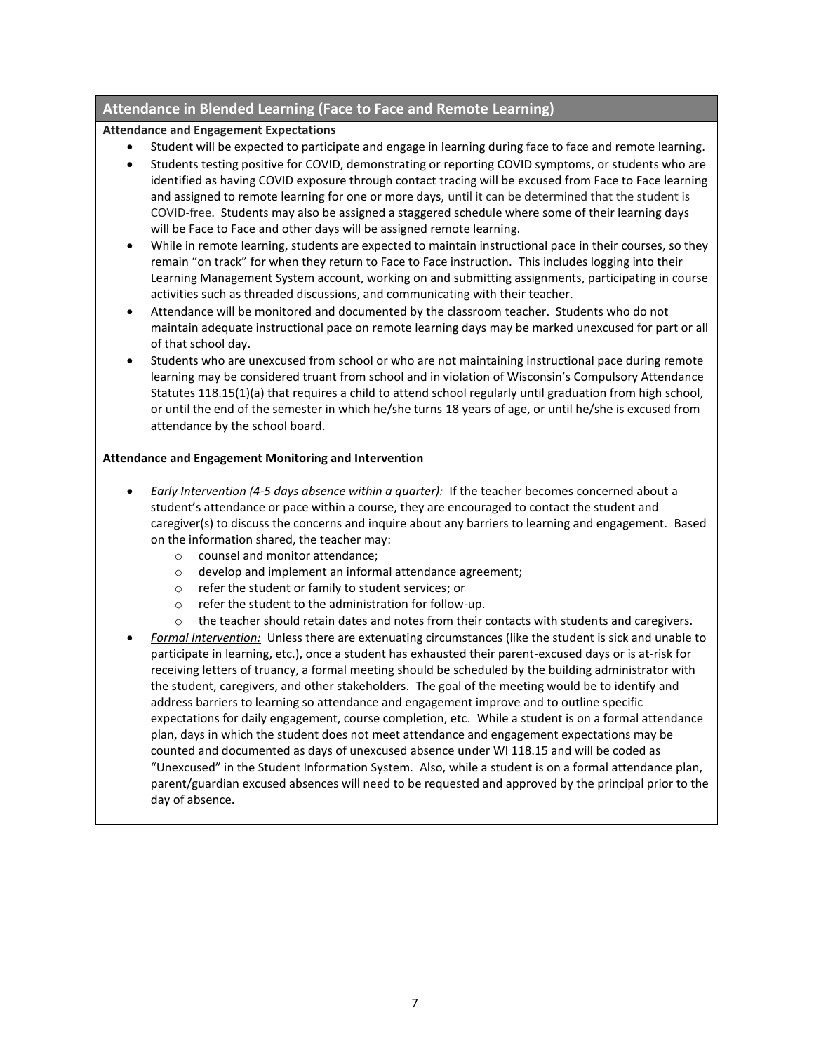## Attendance in Blended Learning (Face to Face and Remote Learning)

**Attendance and Engagement Expectations**

- Student will be expected to participate and engage in learning during face to face and remote learning.
- Students testing positive for COVID, demonstrating or reporting COVID symptoms, or students who are identified as having COVID exposure through contact tracing will be excused from Face to Face learning and assigned to remote learning for one or more days, until it can be determined that the student is COVID-free. Students may also be assigned a staggered schedule where some of their learning days will be Face to Face and other days will be assigned remote learning.
- While in remote learning, students are expected to maintain instructional pace in their courses, so they remain "on track" for when they return to Face to Face instruction. This includes logging into their Learning Management System account, working on and submitting assignments, participating in course activities such as threaded discussions, and communicating with their teacher.
- Attendance will be monitored and documented by the classroom teacher. Students who do not maintain adequate instructional pace on remote learning days may be marked unexcused for part or all of that school day.
- Students who are unexcused from school or who are not maintaining instructional pace during remote learning may be considered truant from school and in violation of Wisconsin's Compulsory Attendance Statutes 118.15(1)(a) that requires a child to attend school regularly until graduation from high school, or until the end of the semester in which he/she turns 18 years of age, or until he/she is excused from attendance by the school board.

**Attendance and Engagement Monitoring and Intervention**

- *Early Intervention (4-5 days absence within a quarter):* If the teacher becomes concerned about a student's attendance or pace within a course, they are encouraged to contact the student and caregiver(s) to discuss the concerns and inquire about any barriers to learning and engagement. Based on the information shared, the teacher may:
  - counsel and monitor attendance;
  - develop and implement an informal attendance agreement;
  - refer the student or family to student services; or
  - refer the student to the administration for follow-up.
  - the teacher should retain dates and notes from their contacts with students and caregivers.
- *Formal Intervention:* Unless there are extenuating circumstances (like the student is sick and unable to participate in learning, etc.), once a student has exhausted their parent-excused days or is at-risk for receiving letters of truancy, a formal meeting should be scheduled by the building administrator with the student, caregivers, and other stakeholders. The goal of the meeting would be to identify and address barriers to learning so attendance and engagement improve and to outline specific expectations for daily engagement, course completion, etc. While a student is on a formal attendance plan, days in which the student does not meet attendance and engagement expectations may be counted and documented as days of unexcused absence under WI 118.15 and will be coded as "Unexcused" in the Student Information System. Also, while a student is on a formal attendance plan, parent/guardian excused absences will need to be requested and approved by the principal prior to the day of absence.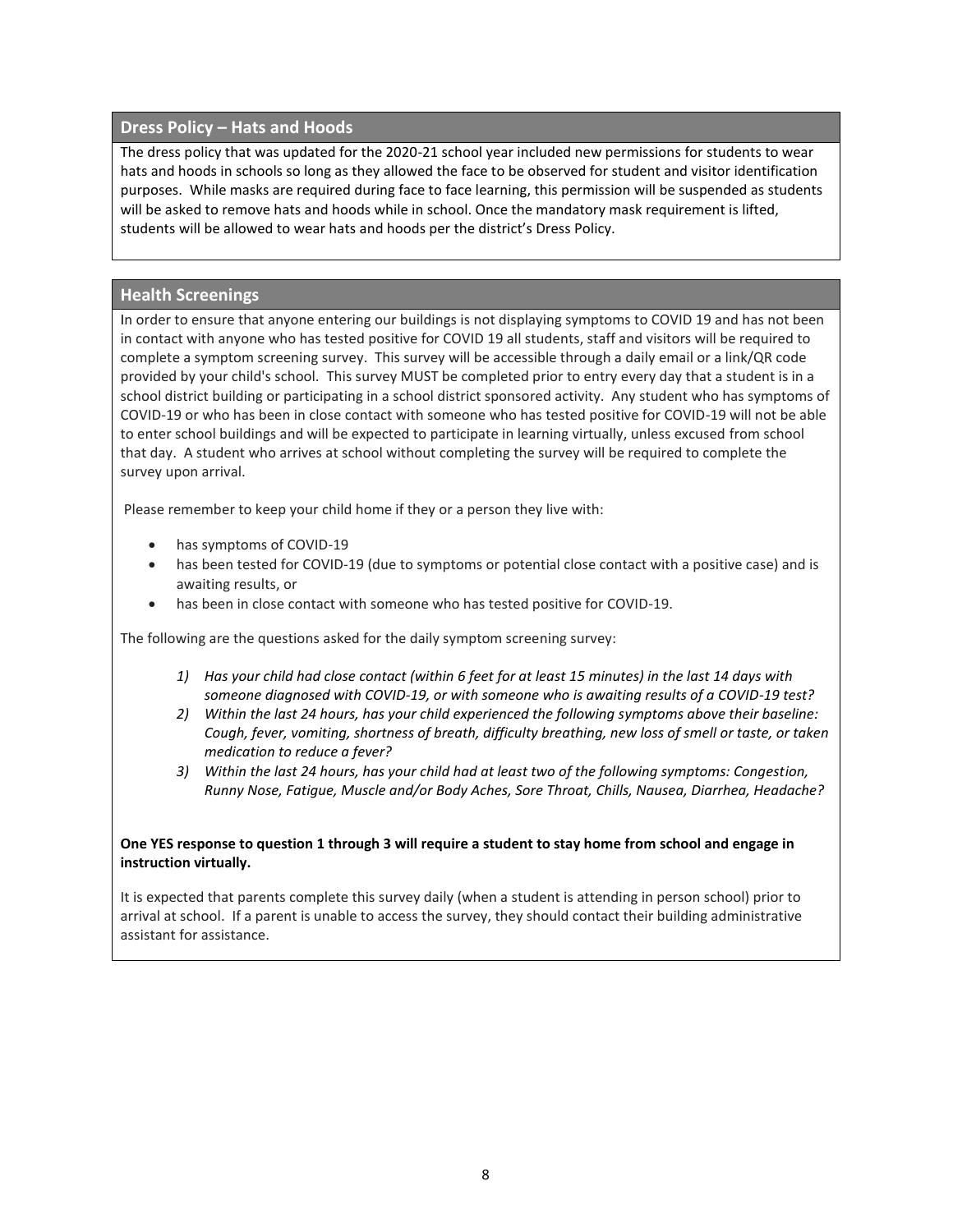## Dress Policy – Hats and Hoods

The dress policy that was updated for the 2020-21 school year included new permissions for students to wear hats and hoods in schools so long as they allowed the face to be observed for student and visitor identification purposes. While masks are required during face to face learning, this permission will be suspended as students will be asked to remove hats and hoods while in school. Once the mandatory mask requirement is lifted, students will be allowed to wear hats and hoods per the district's Dress Policy.

## Health Screenings

In order to ensure that anyone entering our buildings is not displaying symptoms to COVID 19 and has not been in contact with anyone who has tested positive for COVID 19 all students, staff and visitors will be required to complete a symptom screening survey. This survey will be accessible through a daily email or a link/QR code provided by your child's school. This survey MUST be completed prior to entry every day that a student is in a school district building or participating in a school district sponsored activity. Any student who has symptoms of COVID-19 or who has been in close contact with someone who has tested positive for COVID-19 will not be able to enter school buildings and will be expected to participate in learning virtually, unless excused from school that day. A student who arrives at school without completing the survey will be required to complete the survey upon arrival.

Please remember to keep your child home if they or a person they live with:

- has symptoms of COVID-19
- has been tested for COVID-19 (due to symptoms or potential close contact with a positive case) and is awaiting results, or
- has been in close contact with someone who has tested positive for COVID-19.

The following are the questions asked for the daily symptom screening survey:

1) *Has your child had close contact (within 6 feet for at least 15 minutes) in the last 14 days with someone diagnosed with COVID-19, or with someone who is awaiting results of a COVID-19 test?*
2) *Within the last 24 hours, has your child experienced the following symptoms above their baseline: Cough, fever, vomiting, shortness of breath, difficulty breathing, new loss of smell or taste, or taken medication to reduce a fever?*
3) *Within the last 24 hours, has your child had at least two of the following symptoms: Congestion, Runny Nose, Fatigue, Muscle and/or Body Aches, Sore Throat, Chills, Nausea, Diarrhea, Headache?*

**One YES response to question 1 through 3 will require a student to stay home from school and engage in instruction virtually.**

It is expected that parents complete this survey daily (when a student is attending in person school) prior to arrival at school. If a parent is unable to access the survey, they should contact their building administrative assistant for assistance.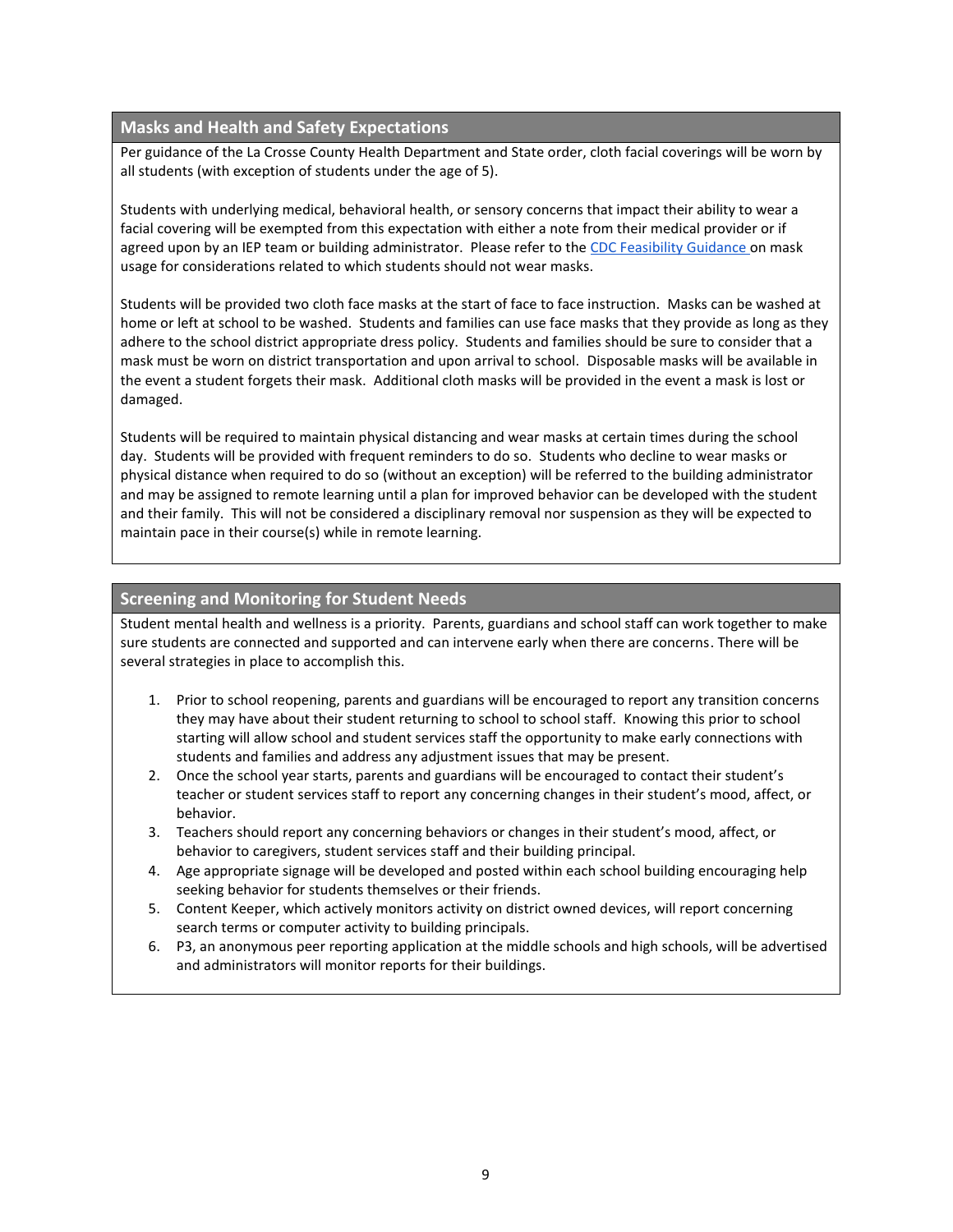## Masks and Health and Safety Expectations

Per guidance of the La Crosse County Health Department and State order, cloth facial coverings will be worn by all students (with exception of students under the age of 5).

Students with underlying medical, behavioral health, or sensory concerns that impact their ability to wear a facial covering will be exempted from this expectation with either a note from their medical provider or if agreed upon by an IEP team or building administrator. Please refer to the CDC Feasibility Guidance on mask usage for considerations related to which students should not wear masks.

Students will be provided two cloth face masks at the start of face to face instruction. Masks can be washed at home or left at school to be washed. Students and families can use face masks that they provide as long as they adhere to the school district appropriate dress policy. Students and families should be sure to consider that a mask must be worn on district transportation and upon arrival to school. Disposable masks will be available in the event a student forgets their mask. Additional cloth masks will be provided in the event a mask is lost or damaged.

Students will be required to maintain physical distancing and wear masks at certain times during the school day. Students will be provided with frequent reminders to do so. Students who decline to wear masks or physical distance when required to do so (without an exception) will be referred to the building administrator and may be assigned to remote learning until a plan for improved behavior can be developed with the student and their family. This will not be considered a disciplinary removal nor suspension as they will be expected to maintain pace in their course(s) while in remote learning.

## Screening and Monitoring for Student Needs

Student mental health and wellness is a priority. Parents, guardians and school staff can work together to make sure students are connected and supported and can intervene early when there are concerns. There will be several strategies in place to accomplish this.

1. Prior to school reopening, parents and guardians will be encouraged to report any transition concerns they may have about their student returning to school to school staff. Knowing this prior to school starting will allow school and student services staff the opportunity to make early connections with students and families and address any adjustment issues that may be present.
2. Once the school year starts, parents and guardians will be encouraged to contact their student's teacher or student services staff to report any concerning changes in their student's mood, affect, or behavior.
3. Teachers should report any concerning behaviors or changes in their student's mood, affect, or behavior to caregivers, student services staff and their building principal.
4. Age appropriate signage will be developed and posted within each school building encouraging help seeking behavior for students themselves or their friends.
5. Content Keeper, which actively monitors activity on district owned devices, will report concerning search terms or computer activity to building principals.
6. P3, an anonymous peer reporting application at the middle schools and high schools, will be advertised and administrators will monitor reports for their buildings.